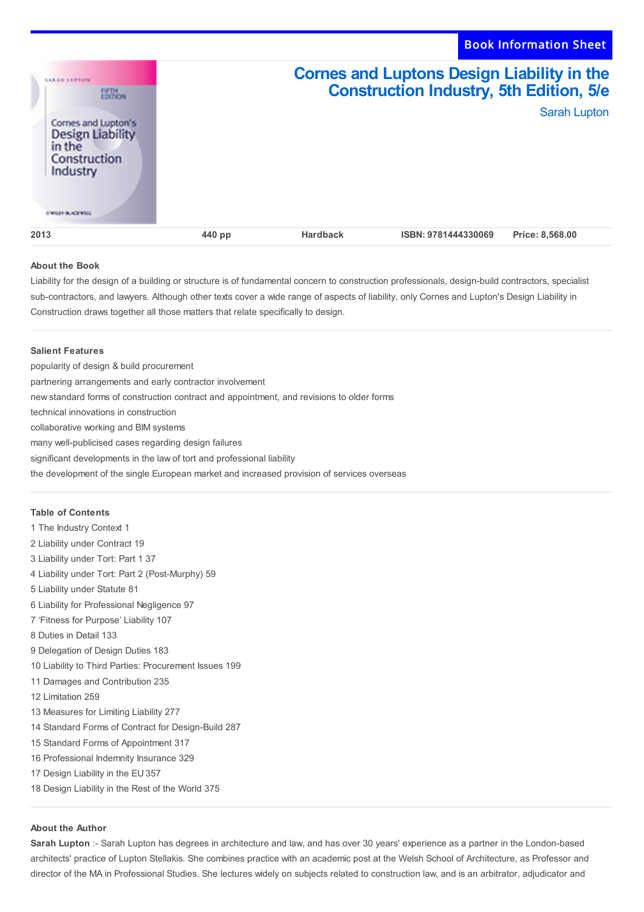Book Information Sheet

# Cornes and Luptons Design Liability in the Construction Industry, 5th Edition, 5/e

Sarah Lupton

| 2013 | 440 pp | Hardback | ISBN: 9781444330069 | Price: 8,568.00 |
|---|---|---|---|---|

### About the Book

Liability for the design of a building or structure is of fundamental concern to construction professionals, design-build contractors, specialist sub-contractors, and lawyers. Although other texts cover a wide range of aspects of liability, only Cornes and Lupton's Design Liability in Construction draws together all those matters that relate specifically to design.

### Salient Features

popularity of design & build procurement

partnering arrangements and early contractor involvement

new standard forms of construction contract and appointment, and revisions to older forms

technical innovations in construction

collaborative working and BIM systems

many well-publicised cases regarding design failures

significant developments in the law of tort and professional liability

the development of the single European market and increased provision of services overseas

### Table of Contents

1 The Industry Context 1
2 Liability under Contract 19
3 Liability under Tort: Part 1 37
4 Liability under Tort: Part 2 (Post-Murphy) 59
5 Liability under Statute 81
6 Liability for Professional Negligence 97
7 'Fitness for Purpose' Liability 107
8 Duties in Detail 133
9 Delegation of Design Duties 183
10 Liability to Third Parties: Procurement Issues 199
11 Damages and Contribution 235
12 Limitation 259
13 Measures for Limiting Liability 277
14 Standard Forms of Contract for Design-Build 287
15 Standard Forms of Appointment 317
16 Professional Indemnity Insurance 329
17 Design Liability in the EU 357
18 Design Liability in the Rest of the World 375

### About the Author

**Sarah Lupton** :- Sarah Lupton has degrees in architecture and law, and has over 30 years' experience as a partner in the London-based architects' practice of Lupton Stellakis. She combines practice with an academic post at the Welsh School of Architecture, as Professor and director of the MA in Professional Studies. She lectures widely on subjects related to construction law, and is an arbitrator, adjudicator and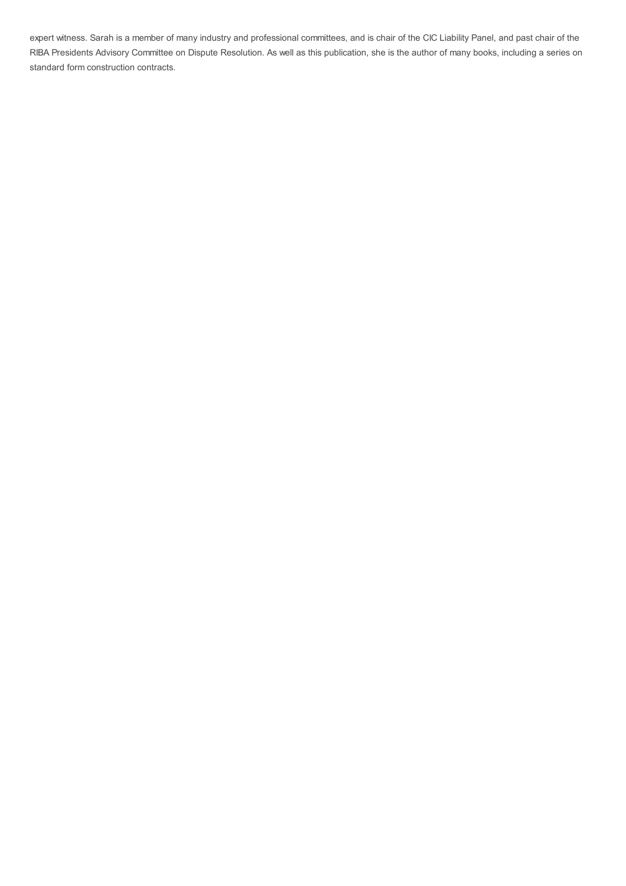expert witness. Sarah is a member of many industry and professional committees, and is chair of the CIC Liability Panel, and past chair of the RIBA Presidents Advisory Committee on Dispute Resolution. As well as this publication, she is the author of many books, including a series on standard form construction contracts.